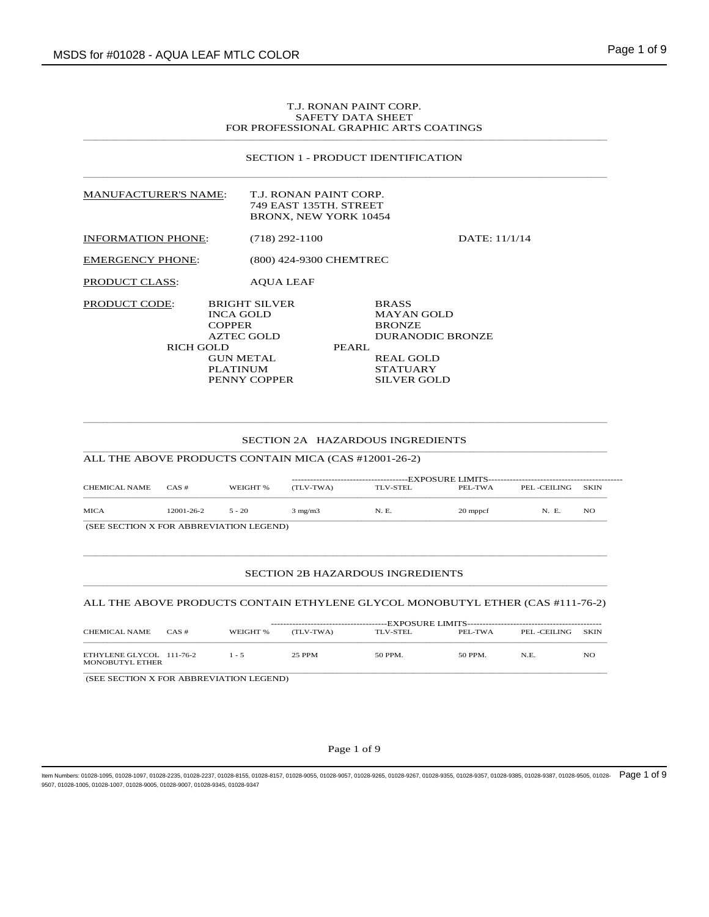T.J. RONAN PAINT CORP.
SAFETY DATA SHEET
FOR PROFESSIONAL GRAPHIC ARTS COATINGS

## SECTION 1 - PRODUCT IDENTIFICATION

MANUFACTURER'S NAME: T.J. RONAN PAINT CORP.
749 EAST 135TH. STREET
BRONX, NEW YORK 10454

INFORMATION PHONE: (718) 292-1100 DATE: 11/1/14

EMERGENCY PHONE: (800) 424-9300 CHEMTREC

PRODUCT CLASS: AQUA LEAF

PRODUCT CODE:

| | |
|---|---|
| BRIGHT SILVER | BRASS |
| INCA GOLD | MAYAN GOLD |
| COPPER | BRONZE |
| AZTEC GOLD | DURANODIC BRONZE |
| RICH GOLD | PEARL |
| GUN METAL | REAL GOLD |
| PLATINUM | STATUARY |
| PENNY COPPER | SILVER GOLD |

## SECTION 2A HAZARDOUS INGREDIENTS

ALL THE ABOVE PRODUCTS CONTAIN MICA (CAS #12001-26-2)

| | | | EXPOSURE LIMITS | | | | |
|---|---|---|---|---|---|---|---|
| CHEMICAL NAME | CAS # | WEIGHT % | (TLV-TWA) | TLV-STEL | PEL-TWA | PEL -CEILING | SKIN |
| MICA | 12001-26-2 | 5 - 20 | 3 mg/m3 | N. E. | 20 mppcf | N. E. | NO |

(SEE SECTION X FOR ABBREVIATION LEGEND)

## SECTION 2B HAZARDOUS INGREDIENTS

ALL THE ABOVE PRODUCTS CONTAIN ETHYLENE GLYCOL MONOBUTYL ETHER (CAS #111-76-2)

| | | | EXPOSURE LIMITS | | | | |
|---|---|---|---|---|---|---|---|
| CHEMICAL NAME | CAS # | WEIGHT % | (TLV-TWA) | TLV-STEL | PEL-TWA | PEL -CEILING | SKIN |
| ETHYLENE GLYCOL MONOBUTYL ETHER | 111-76-2 | 1 - 5 | 25 PPM | 50 PPM. | 50 PPM. | N.E. | NO |

(SEE SECTION X FOR ABBREVIATION LEGEND)

Item Numbers: 01028-1095, 01028-1097, 01028-2235, 01028-2237, 01028-8155, 01028-8157, 01028-9055, 01028-9057, 01028-9265, 01028-9267, 01028-9355, 01028-9357, 01028-9385, 01028-9387, 01028-9505, 01028-9507, 01028-1005, 01028-1007, 01028-9005, 01028-9007, 01028-9345, 01028-9347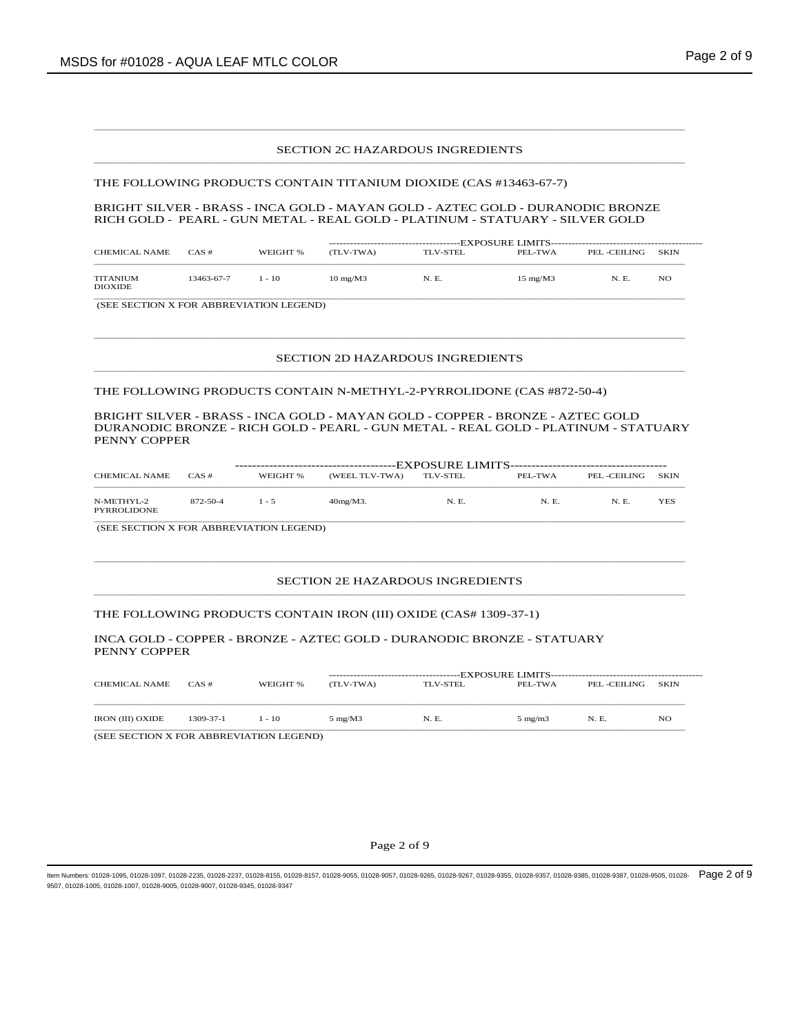## SECTION 2C HAZARDOUS INGREDIENTS

THE FOLLOWING PRODUCTS CONTAIN TITANIUM DIOXIDE (CAS #13463-67-7)

BRIGHT SILVER - BRASS - INCA GOLD - MAYAN GOLD - AZTEC GOLD - DURANODIC BRONZE RICH GOLD - PEARL - GUN METAL - REAL GOLD - PLATINUM - STATUARY - SILVER GOLD

| | | | EXPOSURE LIMITS | | | | |
|---|---|---|---|---|---|---|---|
| CHEMICAL NAME | CAS # | WEIGHT % | (TLV-TWA) | TLV-STEL | PEL-TWA | PEL -CEILING | SKIN |
| TITANIUM DIOXIDE | 13463-67-7 | 1 - 10 | 10 mg/M3 | N. E. | 15 mg/M3 | N. E. | NO |

(SEE SECTION X FOR ABBREVIATION LEGEND)

## SECTION 2D HAZARDOUS INGREDIENTS

THE FOLLOWING PRODUCTS CONTAIN N-METHYL-2-PYRROLIDONE (CAS #872-50-4)

BRIGHT SILVER - BRASS - INCA GOLD - MAYAN GOLD - COPPER - BRONZE - AZTEC GOLD DURANODIC BRONZE - RICH GOLD - PEARL - GUN METAL - REAL GOLD - PLATINUM - STATUARY PENNY COPPER

| | | | EXPOSURE LIMITS | | | | |
|---|---|---|---|---|---|---|---|
| CHEMICAL NAME | CAS # | WEIGHT % | (WEEL TLV-TWA) | TLV-STEL | PEL-TWA | PEL -CEILING | SKIN |
| N-METHYL-2 PYRROLIDONE | 872-50-4 | 1 - 5 | 40mg/M3. | N. E. | N. E. | N. E. | YES |

(SEE SECTION X FOR ABBREVIATION LEGEND)

## SECTION 2E HAZARDOUS INGREDIENTS

THE FOLLOWING PRODUCTS CONTAIN IRON (III) OXIDE (CAS# 1309-37-1)

INCA GOLD - COPPER - BRONZE - AZTEC GOLD - DURANODIC BRONZE - STATUARY PENNY COPPER

| | | | EXPOSURE LIMITS | | | | |
|---|---|---|---|---|---|---|---|
| CHEMICAL NAME | CAS # | WEIGHT % | (TLV-TWA) | TLV-STEL | PEL-TWA | PEL -CEILING | SKIN |
| IRON (III) OXIDE | 1309-37-1 | 1 - 10 | 5 mg/M3 | N. E. | 5 mg/m3 | N. E. | NO |

(SEE SECTION X FOR ABBREVIATION LEGEND)

Item Numbers: 01028-1095, 01028-1097, 01028-2235, 01028-2237, 01028-8155, 01028-8157, 01028-9055, 01028-9057, 01028-9265, 01028-9267, 01028-9355, 01028-9357, 01028-9385, 01028-9387, 01028-9505, 01028-9507, 01028-1005, 01028-1007, 01028-9005, 01028-9007, 01028-9345, 01028-9347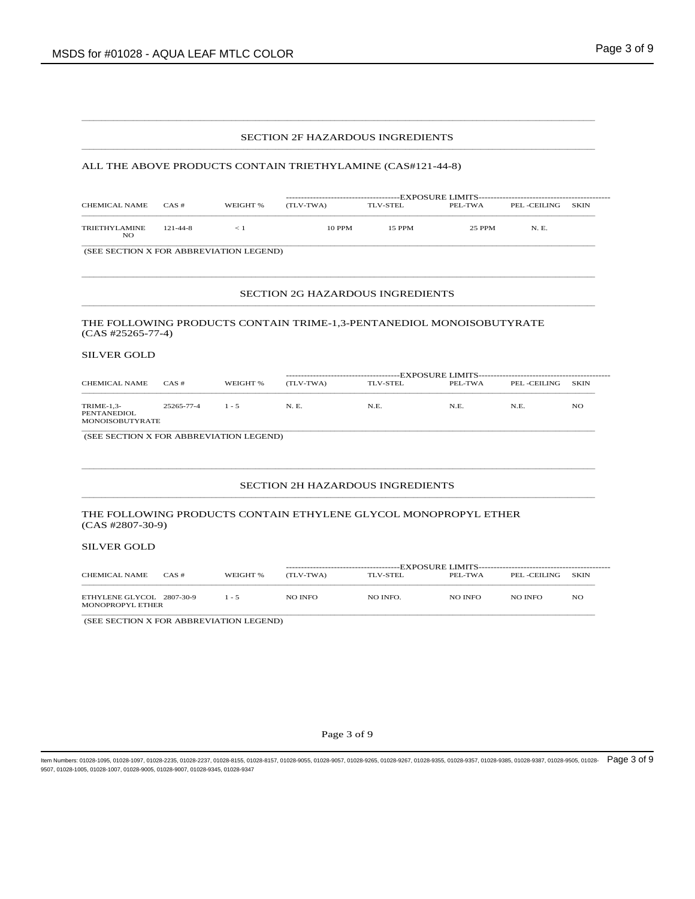## SECTION 2F HAZARDOUS INGREDIENTS

ALL THE ABOVE PRODUCTS CONTAIN TRIETHYLAMINE (CAS#121-44-8)

| CHEMICAL NAME | CAS # | WEIGHT % | EXPOSURE LIMITS (TLV-TWA) | TLV-STEL | PEL-TWA | PEL -CEILING | SKIN |
|---|---|---|---|---|---|---|---|
| TRIETHYLAMINE | 121-44-8 | < 1 | 10 PPM | 15 PPM | 25 PPM | N. E. | NO |

(SEE SECTION X FOR ABBREVIATION LEGEND)

## SECTION 2G HAZARDOUS INGREDIENTS

THE FOLLOWING PRODUCTS CONTAIN TRIME-1,3-PENTANEDIOL MONOISOBUTYRATE (CAS #25265-77-4)

SILVER GOLD

| CHEMICAL NAME | CAS # | WEIGHT % | EXPOSURE LIMITS (TLV-TWA) | TLV-STEL | PEL-TWA | PEL -CEILING | SKIN |
|---|---|---|---|---|---|---|---|
| TRIME-1,3-PENTANEDIOL MONOISOBUTYRATE | 25265-77-4 | 1 - 5 | N. E. | N.E. | N.E. | N.E. | NO |

(SEE SECTION X FOR ABBREVIATION LEGEND)

## SECTION 2H HAZARDOUS INGREDIENTS

THE FOLLOWING PRODUCTS CONTAIN ETHYLENE GLYCOL MONOPROPYL ETHER (CAS #2807-30-9)

SILVER GOLD

| CHEMICAL NAME | CAS # | WEIGHT % | EXPOSURE LIMITS (TLV-TWA) | TLV-STEL | PEL-TWA | PEL -CEILING | SKIN |
|---|---|---|---|---|---|---|---|
| ETHYLENE GLYCOL MONOPROPYL ETHER | 2807-30-9 | 1 - 5 | NO INFO | NO INFO. | NO INFO | NO INFO | NO |

(SEE SECTION X FOR ABBREVIATION LEGEND)

Item Numbers: 01028-1095, 01028-1097, 01028-2235, 01028-2237, 01028-8155, 01028-8157, 01028-9055, 01028-9057, 01028-9265, 01028-9267, 01028-9355, 01028-9357, 01028-9385, 01028-9387, 01028-9505, 01028-9507, 01028-1005, 01028-1007, 01028-9005, 01028-9007, 01028-9345, 01028-9347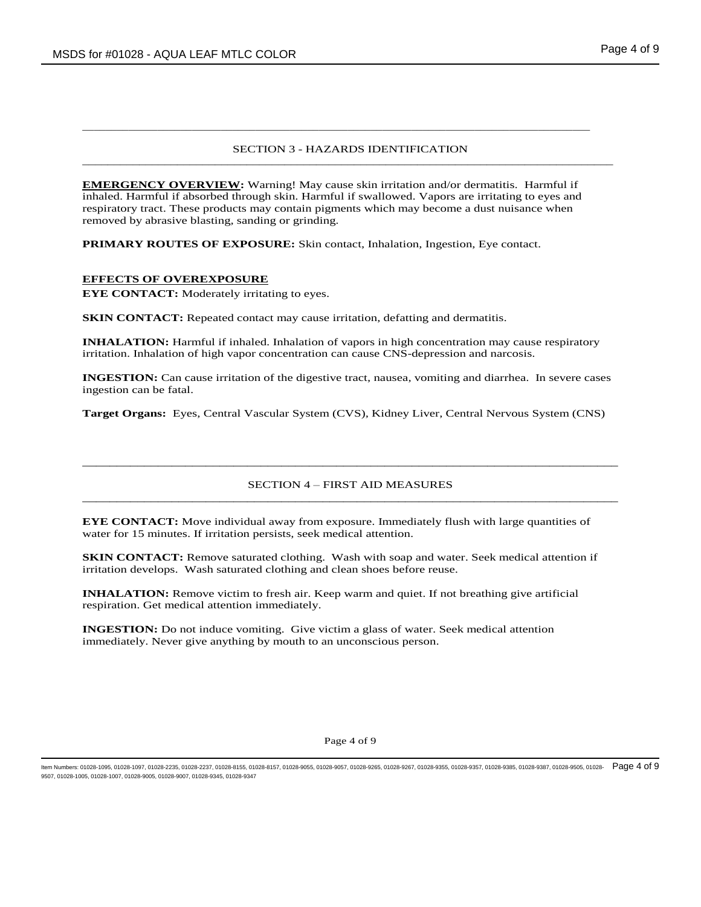## SECTION 3 - HAZARDS IDENTIFICATION

**EMERGENCY OVERVIEW:** Warning! May cause skin irritation and/or dermatitis. Harmful if inhaled. Harmful if absorbed through skin. Harmful if swallowed. Vapors are irritating to eyes and respiratory tract. These products may contain pigments which may become a dust nuisance when removed by abrasive blasting, sanding or grinding.

**PRIMARY ROUTES OF EXPOSURE:** Skin contact, Inhalation, Ingestion, Eye contact.

### EFFECTS OF OVEREXPOSURE

**EYE CONTACT:** Moderately irritating to eyes.

**SKIN CONTACT:** Repeated contact may cause irritation, defatting and dermatitis.

**INHALATION:** Harmful if inhaled. Inhalation of vapors in high concentration may cause respiratory irritation. Inhalation of high vapor concentration can cause CNS-depression and narcosis.

**INGESTION:** Can cause irritation of the digestive tract, nausea, vomiting and diarrhea. In severe cases ingestion can be fatal.

**Target Organs:** Eyes, Central Vascular System (CVS), Kidney Liver, Central Nervous System (CNS)

## SECTION 4 – FIRST AID MEASURES

**EYE CONTACT:** Move individual away from exposure. Immediately flush with large quantities of water for 15 minutes. If irritation persists, seek medical attention.

**SKIN CONTACT:** Remove saturated clothing. Wash with soap and water. Seek medical attention if irritation develops. Wash saturated clothing and clean shoes before reuse.

**INHALATION:** Remove victim to fresh air. Keep warm and quiet. If not breathing give artificial respiration. Get medical attention immediately.

**INGESTION:** Do not induce vomiting. Give victim a glass of water. Seek medical attention immediately. Never give anything by mouth to an unconscious person.

Item Numbers: 01028-1095, 01028-1097, 01028-2235, 01028-2237, 01028-8155, 01028-8157, 01028-9055, 01028-9057, 01028-9265, 01028-9267, 01028-9355, 01028-9357, 01028-9385, 01028-9387, 01028-9505, 01028-9507, 01028-1005, 01028-1007, 01028-9005, 01028-9007, 01028-9345, 01028-9347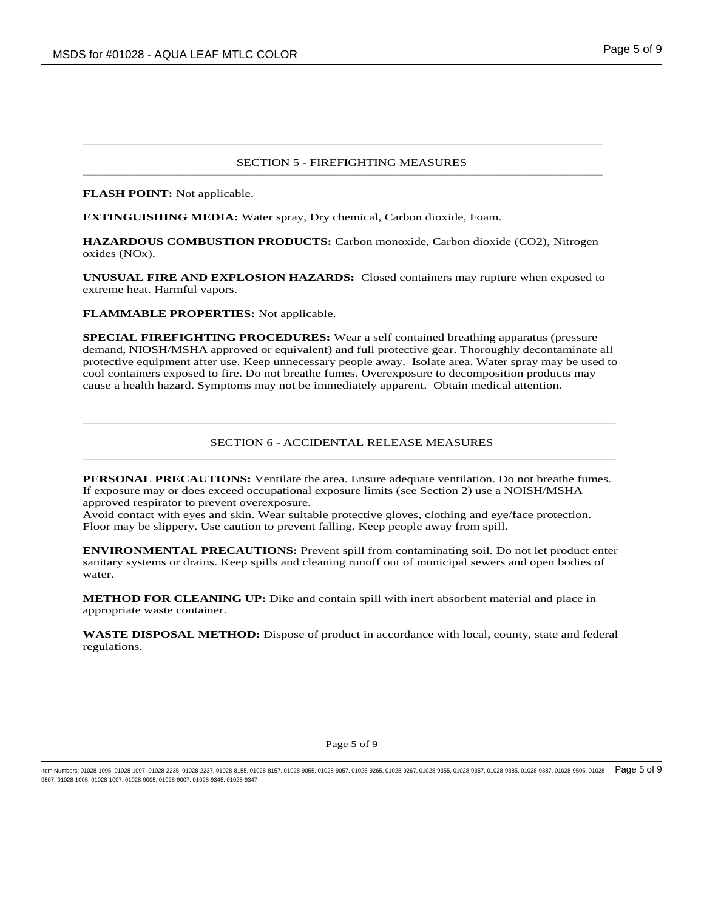## SECTION 5 - FIREFIGHTING MEASURES

**FLASH POINT:** Not applicable.

**EXTINGUISHING MEDIA:** Water spray, Dry chemical, Carbon dioxide, Foam.

**HAZARDOUS COMBUSTION PRODUCTS:** Carbon monoxide, Carbon dioxide ($CO_2$), Nitrogen oxides ($NO_x$).

**UNUSUAL FIRE AND EXPLOSION HAZARDS:** Closed containers may rupture when exposed to extreme heat. Harmful vapors.

**FLAMMABLE PROPERTIES:** Not applicable.

**SPECIAL FIREFIGHTING PROCEDURES:** Wear a self contained breathing apparatus (pressure demand, NIOSH/MSHA approved or equivalent) and full protective gear. Thoroughly decontaminate all protective equipment after use. Keep unnecessary people away. Isolate area. Water spray may be used to cool containers exposed to fire. Do not breathe fumes. Overexposure to decomposition products may cause a health hazard. Symptoms may not be immediately apparent. Obtain medical attention.

## SECTION 6 - ACCIDENTAL RELEASE MEASURES

**PERSONAL PRECAUTIONS:** Ventilate the area. Ensure adequate ventilation. Do not breathe fumes. If exposure may or does exceed occupational exposure limits (see Section 2) use a NOISH/MSHA approved respirator to prevent overexposure.
Avoid contact with eyes and skin. Wear suitable protective gloves, clothing and eye/face protection. Floor may be slippery. Use caution to prevent falling. Keep people away from spill.

**ENVIRONMENTAL PRECAUTIONS:** Prevent spill from contaminating soil. Do not let product enter sanitary systems or drains. Keep spills and cleaning runoff out of municipal sewers and open bodies of water.

**METHOD FOR CLEANING UP:** Dike and contain spill with inert absorbent material and place in appropriate waste container.

**WASTE DISPOSAL METHOD:** Dispose of product in accordance with local, county, state and federal regulations.

Item Numbers: 01028-1095, 01028-1097, 01028-2235, 01028-2237, 01028-8155, 01028-8157, 01028-9055, 01028-9057, 01028-9265, 01028-9267, 01028-9355, 01028-9357, 01028-9385, 01028-9387, 01028-9505, 01028-9507, 01028-1005, 01028-1007, 01028-9005, 01028-9007, 01028-9345, 01028-9347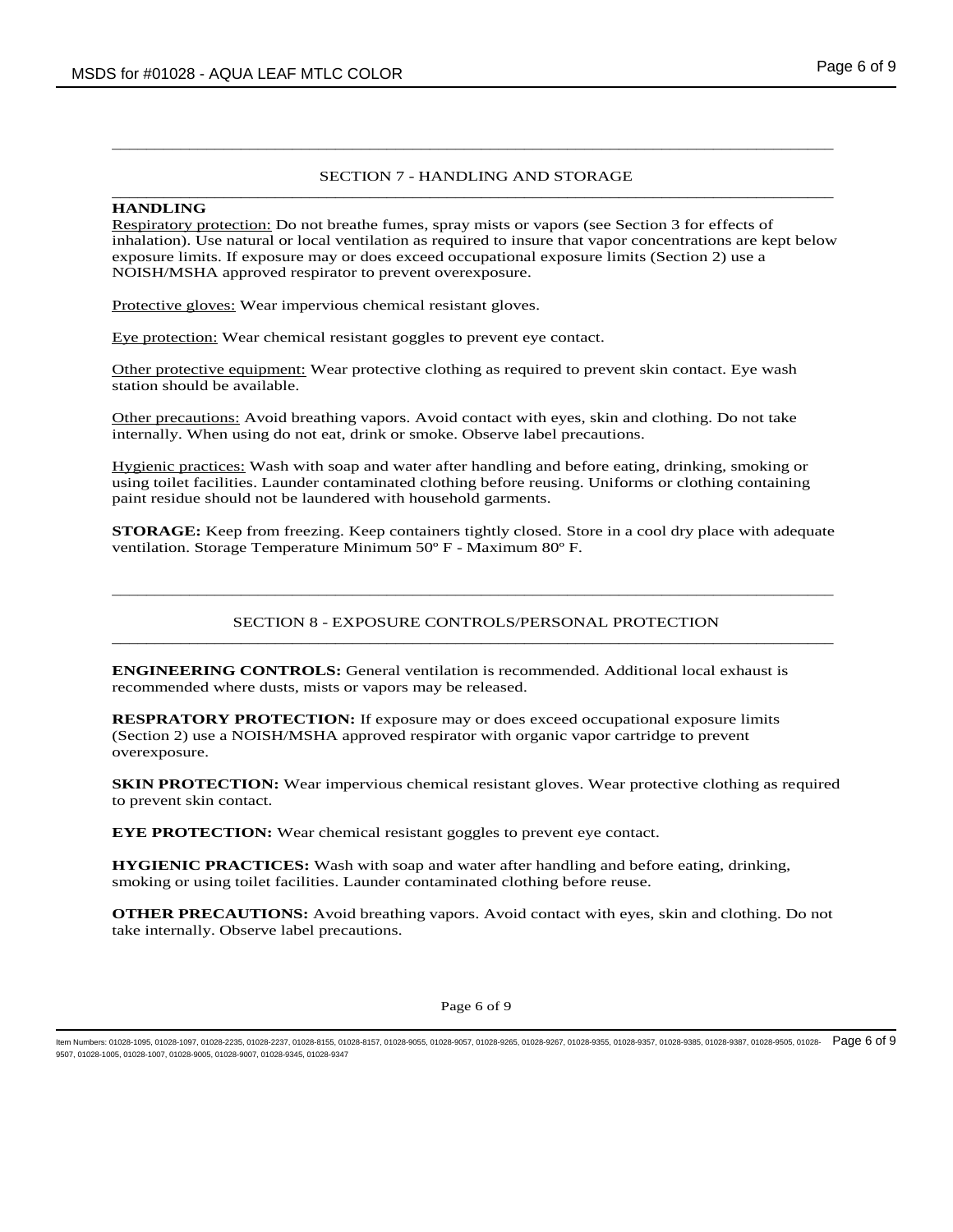## SECTION 7 - HANDLING AND STORAGE

**HANDLING**

Respiratory protection: Do not breathe fumes, spray mists or vapors (see Section 3 for effects of inhalation). Use natural or local ventilation as required to insure that vapor concentrations are kept below exposure limits. If exposure may or does exceed occupational exposure limits (Section 2) use a NOISH/MSHA approved respirator to prevent overexposure.

Protective gloves: Wear impervious chemical resistant gloves.

Eye protection: Wear chemical resistant goggles to prevent eye contact.

Other protective equipment: Wear protective clothing as required to prevent skin contact. Eye wash station should be available.

Other precautions: Avoid breathing vapors. Avoid contact with eyes, skin and clothing. Do not take internally. When using do not eat, drink or smoke. Observe label precautions.

Hygienic practices: Wash with soap and water after handling and before eating, drinking, smoking or using toilet facilities. Launder contaminated clothing before reusing. Uniforms or clothing containing paint residue should not be laundered with household garments.

**STORAGE:** Keep from freezing. Keep containers tightly closed. Store in a cool dry place with adequate ventilation. Storage Temperature Minimum 50º F - Maximum 80º F.

## SECTION 8 - EXPOSURE CONTROLS/PERSONAL PROTECTION

**ENGINEERING CONTROLS:** General ventilation is recommended. Additional local exhaust is recommended where dusts, mists or vapors may be released.

**RESPRATORY PROTECTION:** If exposure may or does exceed occupational exposure limits (Section 2) use a NOISH/MSHA approved respirator with organic vapor cartridge to prevent overexposure.

**SKIN PROTECTION:** Wear impervious chemical resistant gloves. Wear protective clothing as required to prevent skin contact.

**EYE PROTECTION:** Wear chemical resistant goggles to prevent eye contact.

**HYGIENIC PRACTICES:** Wash with soap and water after handling and before eating, drinking, smoking or using toilet facilities. Launder contaminated clothing before reuse.

**OTHER PRECAUTIONS:** Avoid breathing vapors. Avoid contact with eyes, skin and clothing. Do not take internally. Observe label precautions.

Item Numbers: 01028-1095, 01028-1097, 01028-2235, 01028-2237, 01028-8155, 01028-8157, 01028-9055, 01028-9057, 01028-9265, 01028-9267, 01028-9355, 01028-9357, 01028-9385, 01028-9387, 01028-9505, 01028-9507, 01028-1005, 01028-1007, 01028-9005, 01028-9007, 01028-9345, 01028-9347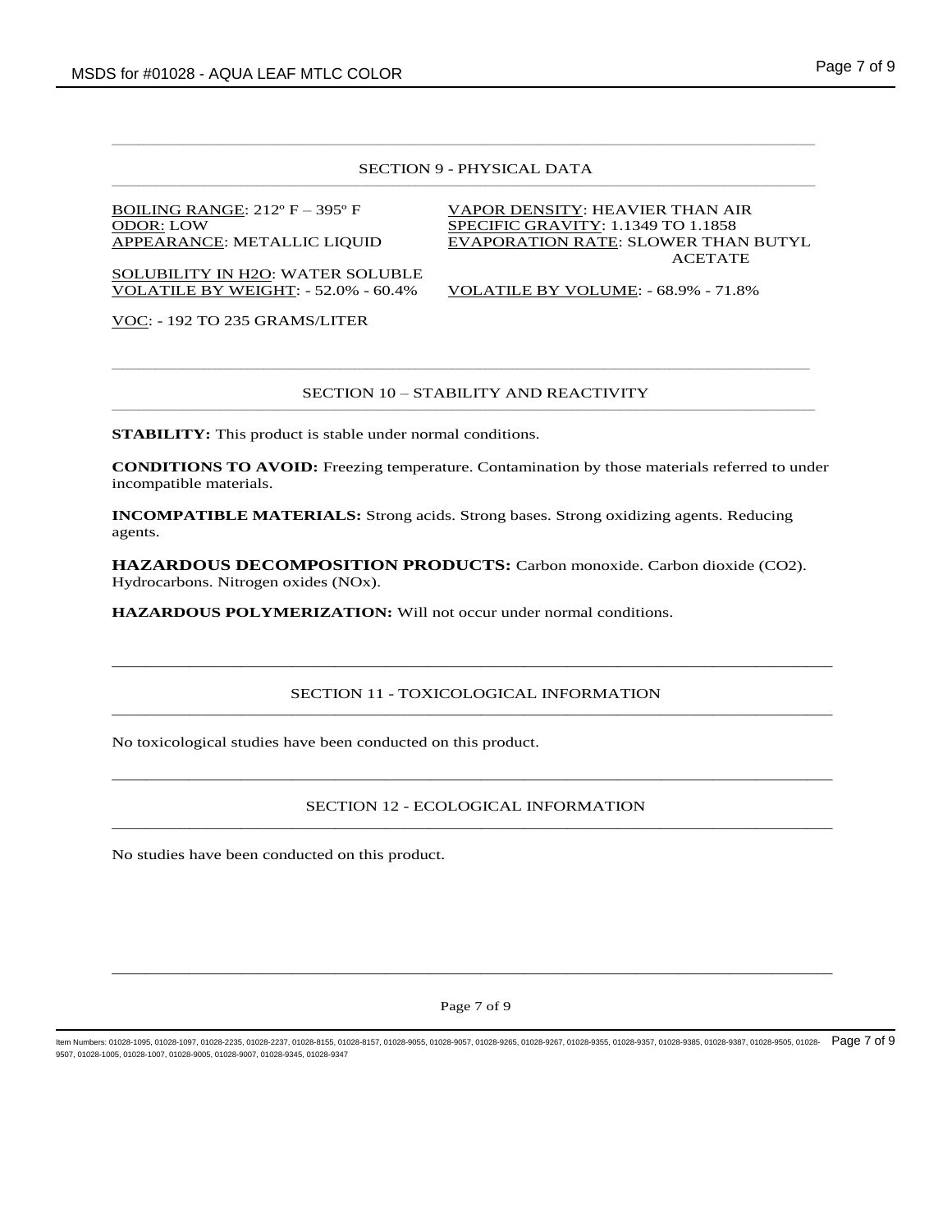## SECTION 9 - PHYSICAL DATA

BOILING RANGE: 212º F – 395º F

ODOR: LOW

APPEARANCE: METALLIC LIQUID

SOLUBILITY IN H2O: WATER SOLUBLE

VOLATILE BY WEIGHT: - 52.0% - 60.4%

VOC: - 192 TO 235 GRAMS/LITER

VAPOR DENSITY: HEAVIER THAN AIR

SPECIFIC GRAVITY: 1.1349 TO 1.1858

EVAPORATION RATE: SLOWER THAN BUTYL ACETATE

VOLATILE BY VOLUME: - 68.9% - 71.8%

## SECTION 10 – STABILITY AND REACTIVITY

**STABILITY:** This product is stable under normal conditions.

**CONDITIONS TO AVOID:** Freezing temperature. Contamination by those materials referred to under incompatible materials.

**INCOMPATIBLE MATERIALS:** Strong acids. Strong bases. Strong oxidizing agents. Reducing agents.

**HAZARDOUS DECOMPOSITION PRODUCTS:** Carbon monoxide. Carbon dioxide ($CO_2$). Hydrocarbons. Nitrogen oxides ($NO_x$).

**HAZARDOUS POLYMERIZATION:** Will not occur under normal conditions.

## SECTION 11 - TOXICOLOGICAL INFORMATION

No toxicological studies have been conducted on this product.

## SECTION 12 - ECOLOGICAL INFORMATION

No studies have been conducted on this product.

Item Numbers: 01028-1095, 01028-1097, 01028-2235, 01028-2237, 01028-8155, 01028-8157, 01028-9055, 01028-9057, 01028-9265, 01028-9267, 01028-9355, 01028-9357, 01028-9385, 01028-9387, 01028-9505, 01028-9507, 01028-1005, 01028-1007, 01028-9005, 01028-9007, 01028-9345, 01028-9347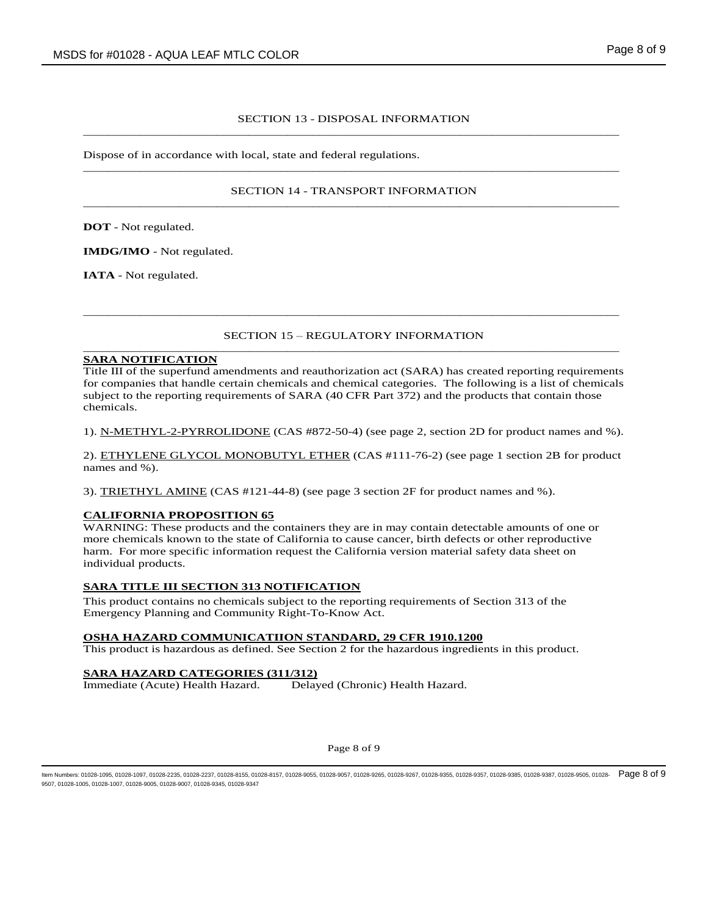## SECTION 13 - DISPOSAL INFORMATION

Dispose of in accordance with local, state and federal regulations.

## SECTION 14 - TRANSPORT INFORMATION

**DOT** - Not regulated.

**IMDG/IMO** - Not regulated.

**IATA** - Not regulated.

## SECTION 15 – REGULATORY INFORMATION

**SARA NOTIFICATION**

Title III of the superfund amendments and reauthorization act (SARA) has created reporting requirements for companies that handle certain chemicals and chemical categories. The following is a list of chemicals subject to the reporting requirements of SARA (40 CFR Part 372) and the products that contain those chemicals.

1). N-METHYL-2-PYRROLIDONE (CAS #872-50-4) (see page 2, section 2D for product names and %).

2). ETHYLENE GLYCOL MONOBUTYL ETHER (CAS #111-76-2) (see page 1 section 2B for product names and %).

3). TRIETHYL AMINE (CAS #121-44-8) (see page 3 section 2F for product names and %).

**CALIFORNIA PROPOSITION 65**

WARNING: These products and the containers they are in may contain detectable amounts of one or more chemicals known to the state of California to cause cancer, birth defects or other reproductive harm. For more specific information request the California version material safety data sheet on individual products.

**SARA TITLE III SECTION 313 NOTIFICATION**

This product contains no chemicals subject to the reporting requirements of Section 313 of the Emergency Planning and Community Right-To-Know Act.

**OSHA HAZARD COMMUNICATIION STANDARD, 29 CFR 1910.1200**

This product is hazardous as defined. See Section 2 for the hazardous ingredients in this product.

**SARA HAZARD CATEGORIES (311/312)**

Immediate (Acute) Health Hazard. Delayed (Chronic) Health Hazard.

Item Numbers: 01028-1095, 01028-1097, 01028-2235, 01028-2237, 01028-8155, 01028-8157, 01028-9055, 01028-9057, 01028-9265, 01028-9267, 01028-9355, 01028-9357, 01028-9385, 01028-9387, 01028-9505, 01028-9507, 01028-1005, 01028-1007, 01028-9005, 01028-9007, 01028-9345, 01028-9347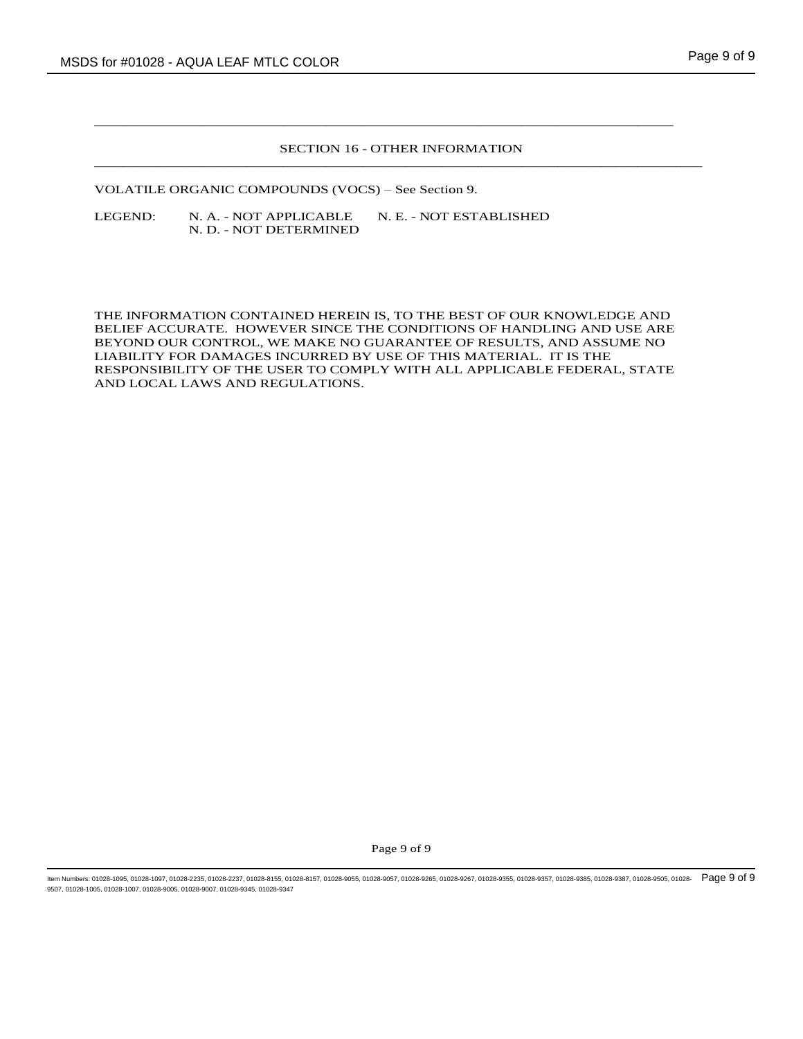## SECTION 16 - OTHER INFORMATION

VOLATILE ORGANIC COMPOUNDS (VOCS) – See Section 9.

LEGEND: N. A. - NOT APPLICABLE N. E. - NOT ESTABLISHED
N. D. - NOT DETERMINED

THE INFORMATION CONTAINED HEREIN IS, TO THE BEST OF OUR KNOWLEDGE AND BELIEF ACCURATE. HOWEVER SINCE THE CONDITIONS OF HANDLING AND USE ARE BEYOND OUR CONTROL, WE MAKE NO GUARANTEE OF RESULTS, AND ASSUME NO LIABILITY FOR DAMAGES INCURRED BY USE OF THIS MATERIAL. IT IS THE RESPONSIBILITY OF THE USER TO COMPLY WITH ALL APPLICABLE FEDERAL, STATE AND LOCAL LAWS AND REGULATIONS.